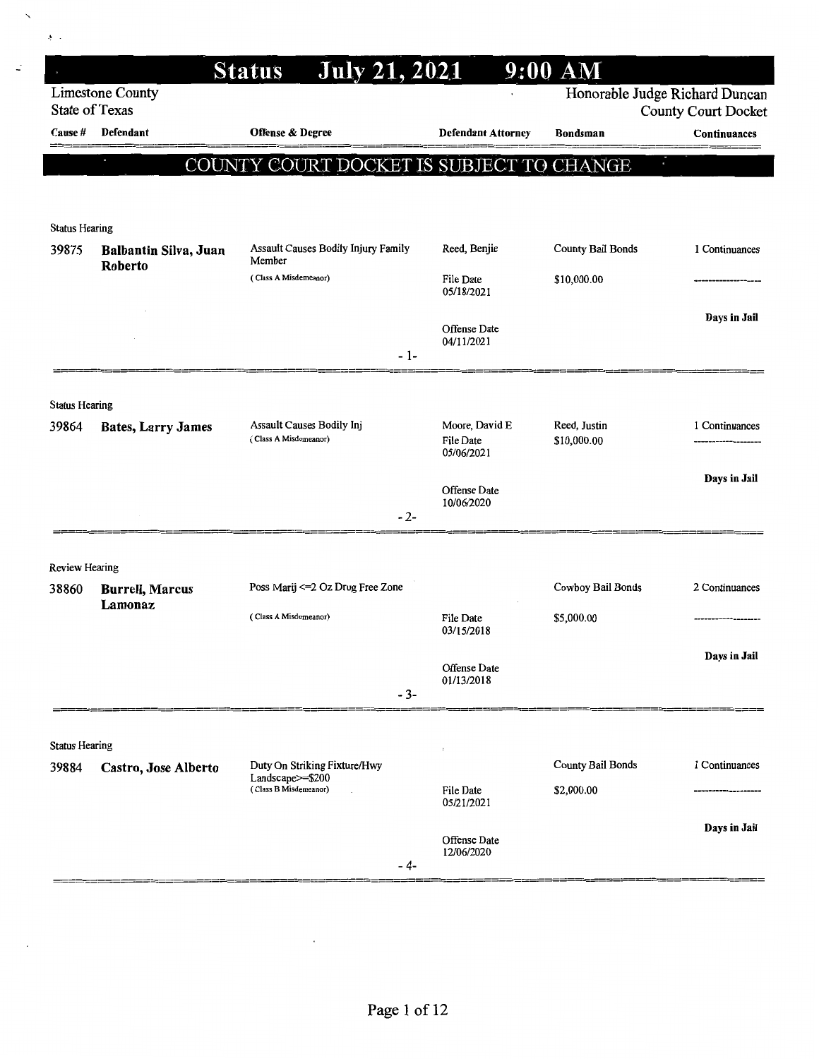# Status July 21, 2021 9:00 AM

Limestone County
State of Texas

Honorable Judge Richard Duncan
County Court Docket

## COUNTY COURT DOCKET IS SUBJECT TO CHANGE

| Cause # | Defendant | Offense & Degree | Defendant Attorney | Bondsman | Continuances |
|---|---|---|---|---|---|
| **Status Hearing** | | | | | |
| 39875 | **Balbantin Silva, Juan Roberto** | Assault Causes Bodily Injury Family Member (Class A Misdemeanor) | Reed, Benjie<br>File Date 05/18/2021<br>Offense Date 04/11/2021 | County Bail Bonds<br>$10,000.00 | 1 Continuances<br>Days in Jail |
| | | - 1- | | | |
| **Status Hearing** | | | | | |
| 39864 | **Bates, Larry James** | Assault Causes Bodily Inj (Class A Misdemeanor) | Moore, David E<br>File Date 05/06/2021<br>Offense Date 10/06/2020 | Reed, Justin<br>$10,000.00 | 1 Continuances<br>Days in Jail |
| | | - 2- | | | |
| **Review Hearing** | | | | | |
| 38860 | **Burrell, Marcus Lamonaz** | Poss Marij <=2 Oz Drug Free Zone (Class A Misdemeanor) | File Date 03/15/2018<br>Offense Date 01/13/2018 | Cowboy Bail Bonds<br>$5,000.00 | 2 Continuances<br>Days in Jail |
| | | - 3- | | | |
| **Status Hearing** | | | | | |
| 39884 | **Castro, Jose Alberto** | Duty On Striking Fixture/Hwy Landscape>=$200 (Class B Misdemeanor) | File Date 05/21/2021<br>Offense Date 12/06/2020 | County Bail Bonds<br>$2,000.00 | 1 Continuances<br>Days in Jail |
| | | - 4- | | | |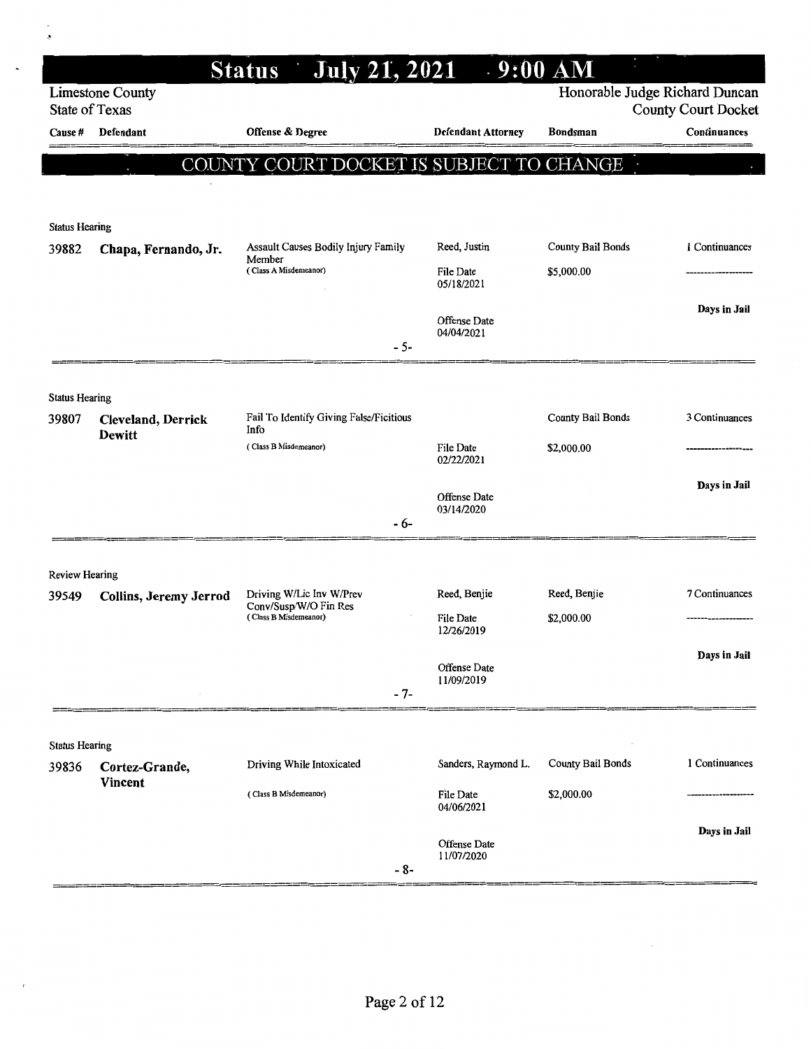# Status July 21, 2021 9:00 AM

Limestone County
State of Texas

Honorable Judge Richard Duncan
County Court Docket

## COUNTY COURT DOCKET IS SUBJECT TO CHANGE

| Cause # | Defendant | Offense & Degree | Defendant Attorney | Bondsman | Continuances |
|---|---|---|---|---|---|
| **Status Hearing** | | | | | |
| 39882 | **Chapa, Fernando, Jr.** | Assault Causes Bodily Injury Family Member (Class A Misdemeanor) | Reed, Justin<br>File Date 05/18/2021<br>Offense Date 04/04/2021 | County Bail Bonds<br>$5,000.00 | 1 Continuances<br>Days in Jail |
| | | -5- | | | |
| **Status Hearing** | | | | | |
| 39807 | **Cleveland, Derrick Dewitt** | Fail To Identify Giving False/Ficitious Info (Class B Misdemeanor) | File Date 02/22/2021<br>Offense Date 03/14/2020 | County Bail Bonds<br>$2,000.00 | 3 Continuances<br>Days in Jail |
| | | -6- | | | |
| **Review Hearing** | | | | | |
| 39549 | **Collins, Jeremy Jerrod** | Driving W/Lic Inv W/Prev Conv/Susp/W/O Fin Res (Class B Misdemeanor) | Reed, Benjie<br>File Date 12/26/2019<br>Offense Date 11/09/2019 | Reed, Benjie<br>$2,000.00 | 7 Continuances<br>Days in Jail |
| | | -7- | | | |
| **Status Hearing** | | | | | |
| 39836 | **Cortez-Grande, Vincent** | Driving While Intoxicated (Class B Misdemeanor) | Sanders, Raymond L.<br>File Date 04/06/2021<br>Offense Date 11/07/2020 | County Bail Bonds<br>$2,000.00 | 1 Continuances<br>Days in Jail |
| | | -8- | | | |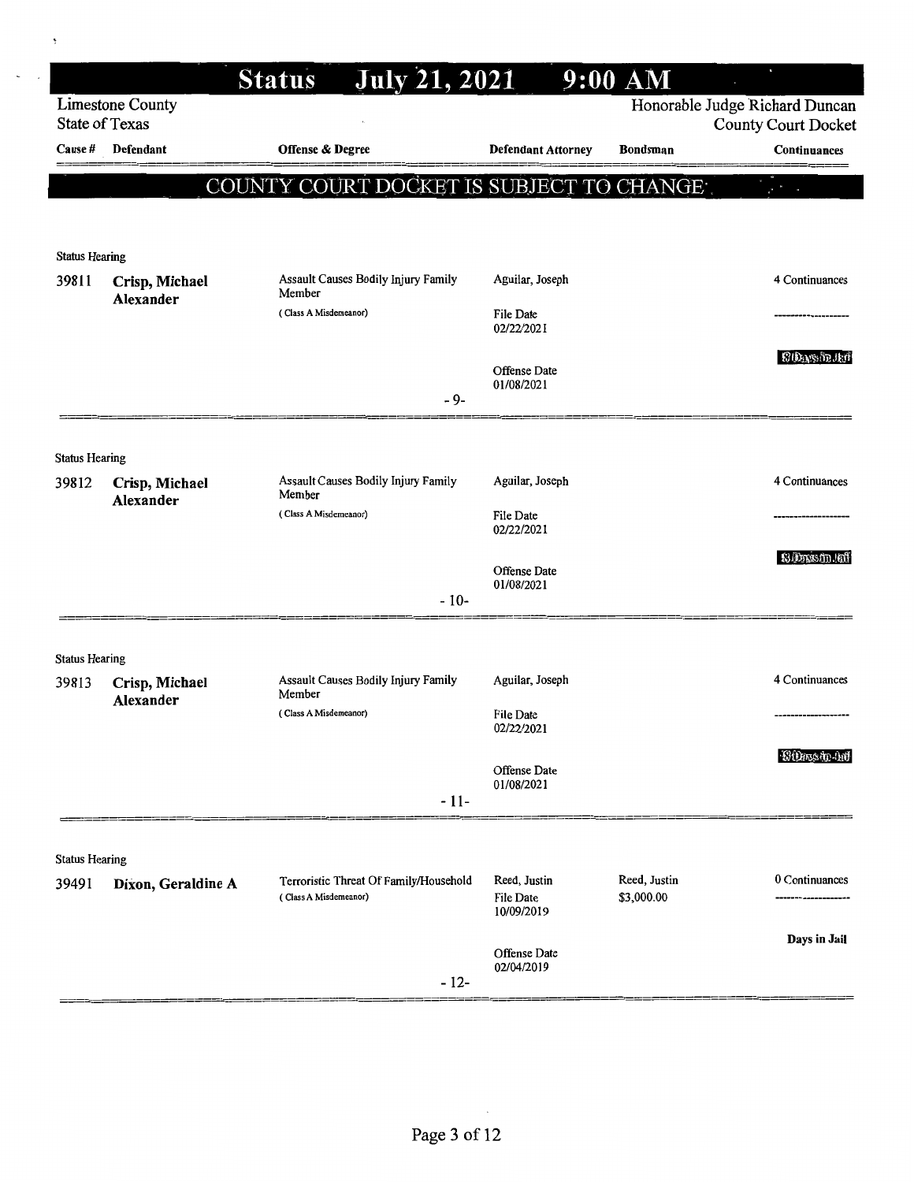# Status July 21, 2021 9:00 AM

Limestone County
State of Texas

Honorable Judge Richard Duncan
County Court Docket

## COUNTY COURT DOCKET IS SUBJECT TO CHANGE

| Cause # | Defendant | Offense & Degree | Defendant Attorney | Bondsman | Continuances |
|---|---|---|---|---|---|
| **Status Hearing** | | | | | |
| 39811 | **Crisp, Michael Alexander** | Assault Causes Bodily Injury Family Member (Class A Misdemeanor) | Aguilar, Joseph<br>File Date 02/22/2021<br>Offense Date 01/08/2021 | | 4 Continuances<br>8 Days in Jail |
| | | -9- | | | |
| **Status Hearing** | | | | | |
| 39812 | **Crisp, Michael Alexander** | Assault Causes Bodily Injury Family Member (Class A Misdemeanor) | Aguilar, Joseph<br>File Date 02/22/2021<br>Offense Date 01/08/2021 | | 4 Continuances<br>8 Days in Jail |
| | | -10- | | | |
| **Status Hearing** | | | | | |
| 39813 | **Crisp, Michael Alexander** | Assault Causes Bodily Injury Family Member (Class A Misdemeanor) | Aguilar, Joseph<br>File Date 02/22/2021<br>Offense Date 01/08/2021 | | 4 Continuances<br>8 Days in Jail |
| | | -11- | | | |
| **Status Hearing** | | | | | |
| 39491 | **Dixon, Geraldine A** | Terroristic Threat Of Family/Household (Class A Misdemeanor) | Reed, Justin<br>File Date 10/09/2019<br>Offense Date 02/04/2019 | Reed, Justin<br>$3,000.00 | 0 Continuances<br>Days in Jail |
| | | -12- | | | |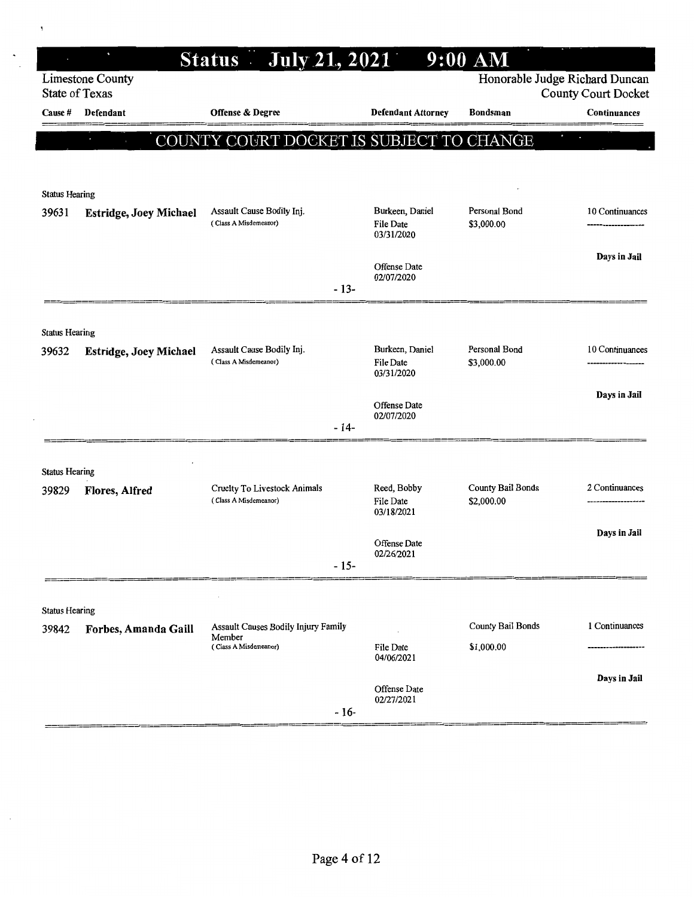# Status July 21, 2021 9:00 AM

Limestone County
State of Texas

Honorable Judge Richard Duncan
County Court Docket

| Cause # | Defendant | Offense & Degree | Defendant Attorney | Bondsman | Continuances |
|---|---|---|---|---|---|

## COUNTY COURT DOCKET IS SUBJECT TO CHANGE

**Status Hearing**

| Cause # | Defendant | Offense & Degree | Defendant Attorney | Bondsman | Continuances |
|---|---|---|---|---|---|
| 39631 | **Estridge, Joey Michael** | Assault Cause Bodily Inj. (Class A Misdemeanor) | Burkeen, Daniel<br>File Date 03/31/2020<br>Offense Date 02/07/2020 | Personal Bond<br>$3,000.00 | 10 Continuances<br>Days in Jail |

- 13-

**Status Hearing**

| Cause # | Defendant | Offense & Degree | Defendant Attorney | Bondsman | Continuances |
|---|---|---|---|---|---|
| 39632 | **Estridge, Joey Michael** | Assault Cause Bodily Inj. (Class A Misdemeanor) | Burkeen, Daniel<br>File Date 03/31/2020<br>Offense Date 02/07/2020 | Personal Bond<br>$3,000.00 | 10 Continuances<br>Days in Jail |

- 14-

**Status Hearing**

| Cause # | Defendant | Offense & Degree | Defendant Attorney | Bondsman | Continuances |
|---|---|---|---|---|---|
| 39829 | **Flores, Alfred** | Cruelty To Livestock Animals (Class A Misdemeanor) | Reed, Bobby<br>File Date 03/18/2021<br>Offense Date 02/26/2021 | County Bail Bonds<br>$2,000.00 | 2 Continuances<br>Days in Jail |

- 15-

**Status Hearing**

| Cause # | Defendant | Offense & Degree | Defendant Attorney | Bondsman | Continuances |
|---|---|---|---|---|---|
| 39842 | **Forbes, Amanda Gaill** | Assault Causes Bodily Injury Family Member (Class A Misdemeanor) | File Date 04/06/2021<br>Offense Date 02/27/2021 | County Bail Bonds<br>$1,000.00 | 1 Continuances<br>Days in Jail |

- 16-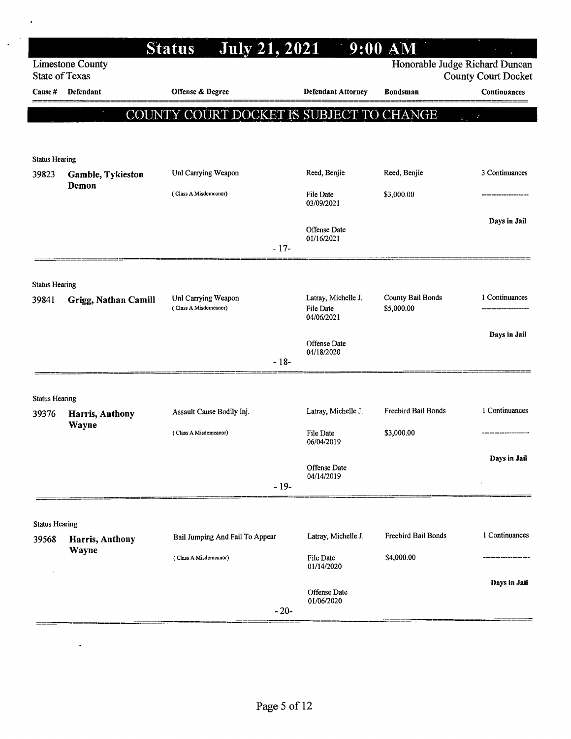# Status July 21, 2021 9:00 AM

Limestone County
State of Texas

Honorable Judge Richard Duncan
County Court Docket

## COUNTY COURT DOCKET IS SUBJECT TO CHANGE

| Cause # | Defendant | Offense & Degree | Defendant Attorney | Bondsman | Continuances |
|---|---|---|---|---|---|
| **Status Hearing** | | | | | |
| 39823 | **Gamble, Tykieston Demon** | Unl Carrying Weapon | Reed, Benjie | Reed, Benjie | 3 Continuances |
| | | ( Class A Misdemeanor) | File Date 03/09/2021 | $3,000.00 | ------------------ |
| | | | Offense Date 01/16/2021 | | **Days in Jail** |
| | | - 17- | | | |
| **Status Hearing** | | | | | |
| 39841 | **Grigg, Nathan Camill** | Unl Carrying Weapon | Latray, Michelle J. | County Bail Bonds | 1 Continuances |
| | | ( Class A Misdemeanor) | File Date 04/06/2021 | $5,000.00 | ------------------ |
| | | | Offense Date 04/18/2020 | | **Days in Jail** |
| | | - 18- | | | |
| **Status Hearing** | | | | | |
| 39376 | **Harris, Anthony Wayne** | Assault Cause Bodily Inj. | Latray, Michelle J. | Freebird Bail Bonds | 1 Continuances |
| | | ( Class A Misdemeanor) | File Date 06/04/2019 | $3,000.00 | ------------------ |
| | | | Offense Date 04/14/2019 | | **Days in Jail** |
| | | - 19- | | | |
| **Status Hearing** | | | | | |
| 39568 | **Harris, Anthony Wayne** | Bail Jumping And Fail To Appear | Latray, Michelle J. | Freebird Bail Bonds | 1 Continuances |
| | | ( Class A Misdemeanor) | File Date 01/14/2020 | $4,000.00 | ------------------ |
| | | | Offense Date 01/06/2020 | | **Days in Jail** |
| | | - 20- | | | |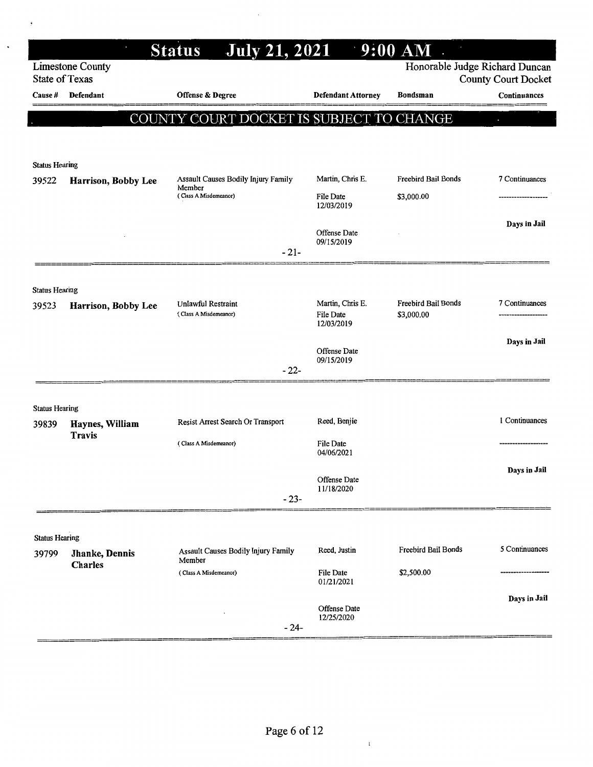# Status July 21, 2021 9:00 AM

Limestone County
State of Texas

Honorable Judge Richard Duncan
County Court Docket

## COUNTY COURT DOCKET IS SUBJECT TO CHANGE

| Cause # | Defendant | Offense & Degree | Defendant Attorney | Bondsman | Continuances |
|---|---|---|---|---|---|
| **Status Hearing** | | | | | |
| 39522 | **Harrison, Bobby Lee** | Assault Causes Bodily Injury Family Member (Class A Misdemeanor) | Martin, Chris E.<br>File Date 12/03/2019<br>Offense Date 09/15/2019 | Freebird Bail Bonds<br>$3,000.00 | 7 Continuances<br>**Days in Jail** |
| | | -21- | | | |
| **Status Hearing** | | | | | |
| 39523 | **Harrison, Bobby Lee** | Unlawful Restraint (Class A Misdemeanor) | Martin, Chris E.<br>File Date 12/03/2019<br>Offense Date 09/15/2019 | Freebird Bail Bonds<br>$3,000.00 | 7 Continuances<br>**Days in Jail** |
| | | -22- | | | |
| **Status Hearing** | | | | | |
| 39839 | **Haynes, William Travis** | Resist Arrest Search Or Transport (Class A Misdemeanor) | Reed, Benjie<br>File Date 04/06/2021<br>Offense Date 11/18/2020 | | 1 Continuances<br>**Days in Jail** |
| | | -23- | | | |
| **Status Hearing** | | | | | |
| 39799 | **Jhanke, Dennis Charles** | Assault Causes Bodily Injury Family Member (Class A Misdemeanor) | Reed, Justin<br>File Date 01/21/2021<br>Offense Date 12/25/2020 | Freebird Bail Bonds<br>$2,500.00 | 5 Continuances<br>**Days in Jail** |
| | | -24- | | | |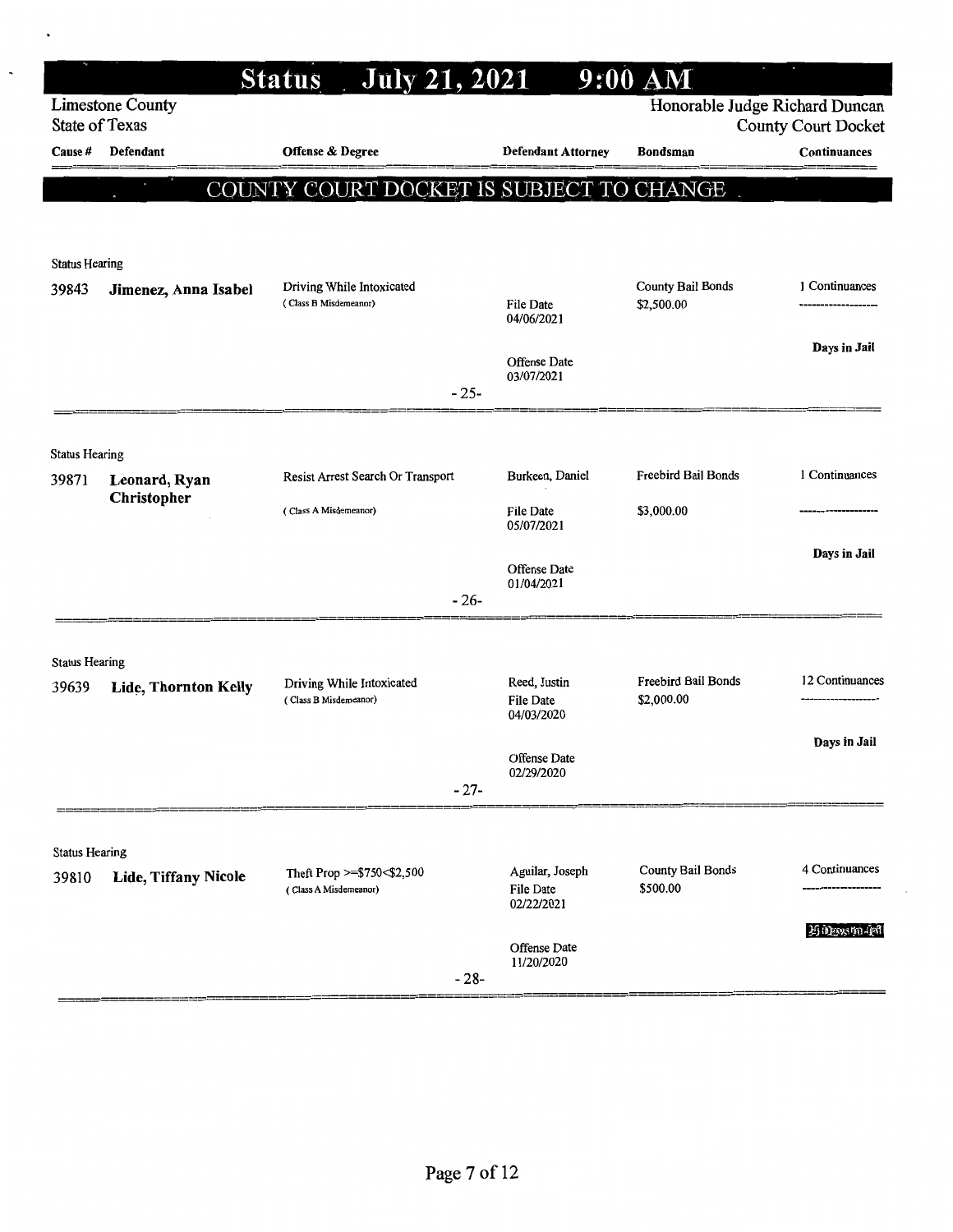# Status July 21, 2021 9:00 AM

Limestone County
State of Texas

Honorable Judge Richard Duncan
County Court Docket

## COUNTY COURT DOCKET IS SUBJECT TO CHANGE

| Cause # | Defendant | Offense & Degree | Defendant Attorney | Bondsman | Continuances |
|---|---|---|---|---|---|
| **Status Hearing** | | | | | |
| 39843 | **Jimenez, Anna Isabel** | Driving While Intoxicated (Class B Misdemeanor) | File Date 04/06/2021; Offense Date 03/07/2021 | County Bail Bonds $2,500.00 | 1 Continuances; Days in Jail |
| | | -25- | | | |
| **Status Hearing** | | | | | |
| 39871 | **Leonard, Ryan Christopher** | Resist Arrest Search Or Transport (Class A Misdemeanor) | Burkeen, Daniel; File Date 05/07/2021; Offense Date 01/04/2021 | Freebird Bail Bonds $3,000.00 | 1 Continuances; Days in Jail |
| | | -26- | | | |
| **Status Hearing** | | | | | |
| 39639 | **Lide, Thornton Kelly** | Driving While Intoxicated (Class B Misdemeanor) | Reed, Justin; File Date 04/03/2020; Offense Date 02/29/2020 | Freebird Bail Bonds $2,000.00 | 12 Continuances; Days in Jail |
| | | -27- | | | |
| **Status Hearing** | | | | | |
| 39810 | **Lide, Tiffany Nicole** | Theft Prop >=$750<$2,500 (Class A Misdemeanor) | Aguilar, Joseph; File Date 02/22/2021; Offense Date 11/20/2020 | County Bail Bonds $500.00 | 4 Continuances; 25 Days in Jail |
| | | -28- | | | |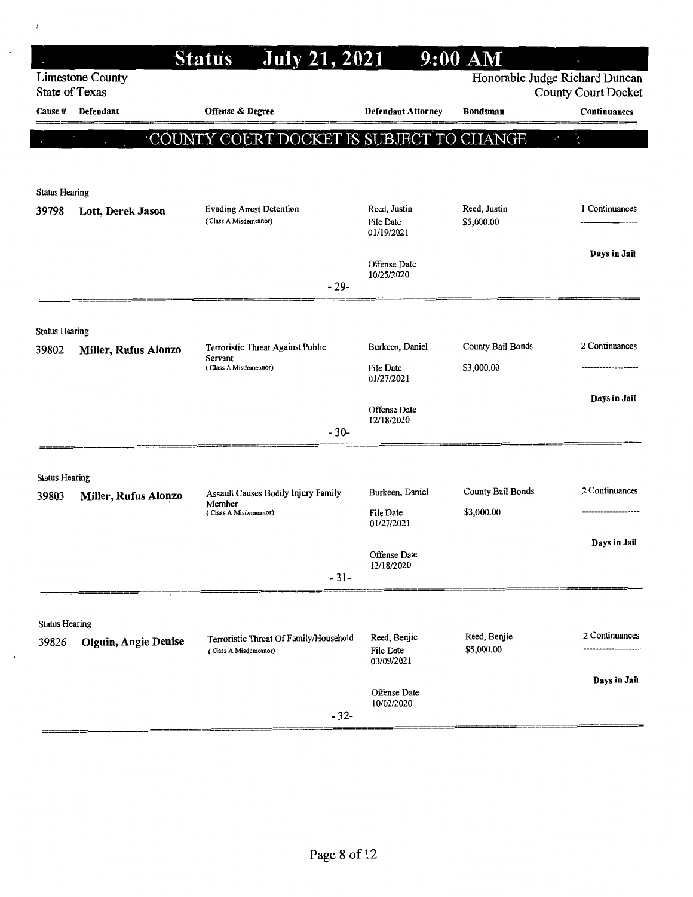# Status July 21, 2021 9:00 AM

Limestone County
State of Texas

Honorable Judge Richard Duncan
County Court Docket

## COUNTY COURT DOCKET IS SUBJECT TO CHANGE

| Cause # | Defendant | Offense & Degree | Defendant Attorney | Bondsman | Continuances |
|---|---|---|---|---|---|
| Status Hearing | | | | | |
| 39798 | **Lott, Derek Jason** | Evading Arrest Detention (Class A Misdemeanor) | Reed, Justin<br>File Date 01/19/2021<br>Offense Date 10/25/2020 | Reed, Justin<br>$5,000.00 | 1 Continuances<br>**Days in Jail** |
| | | -29- | | | |
| Status Hearing | | | | | |
| 39802 | **Miller, Rufus Alonzo** | Terroristic Threat Against Public Servant (Class A Misdemeanor) | Burkeen, Daniel<br>File Date 01/27/2021<br>Offense Date 12/18/2020 | County Bail Bonds<br>$3,000.00 | 2 Continuances<br>**Days in Jail** |
| | | -30- | | | |
| Status Hearing | | | | | |
| 39803 | **Miller, Rufus Alonzo** | Assault Causes Bodily Injury Family Member (Class A Misdemeanor) | Burkeen, Daniel<br>File Date 01/27/2021<br>Offense Date 12/18/2020 | County Bail Bonds<br>$3,000.00 | 2 Continuances<br>**Days in Jail** |
| | | -31- | | | |
| Status Hearing | | | | | |
| 39826 | **Olguin, Angie Denise** | Terroristic Threat Of Family/Household (Class A Misdemeanor) | Reed, Benjie<br>File Date 03/09/2021<br>Offense Date 10/02/2020 | Reed, Benjie<br>$5,000.00 | 2 Continuances<br>**Days in Jail** |
| | | -32- | | | |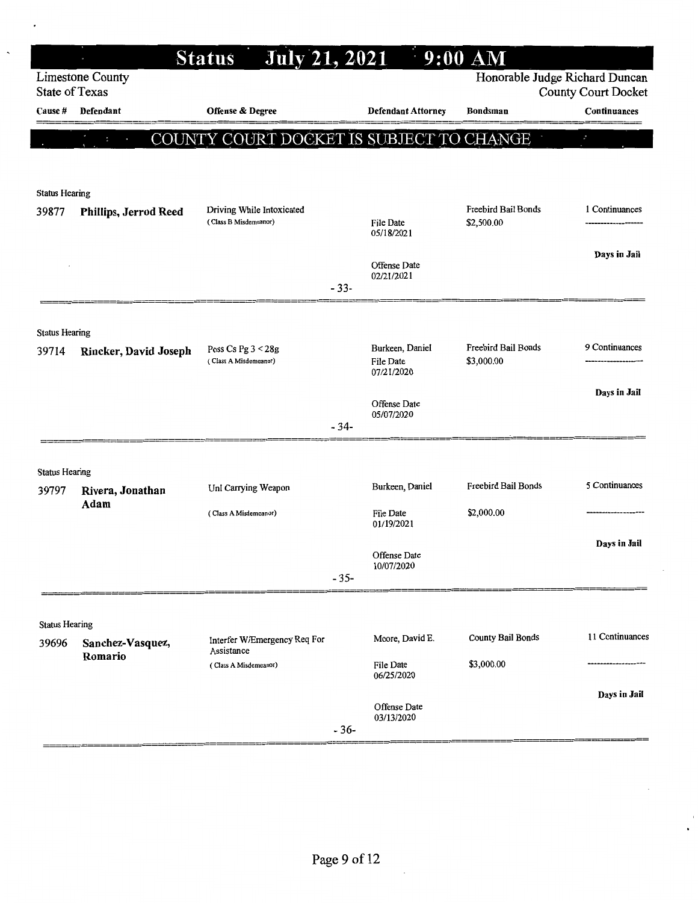# Status July 21, 2021 9:00 AM

Limestone County
State of Texas

Honorable Judge Richard Duncan
County Court Docket

## COUNTY COURT DOCKET IS SUBJECT TO CHANGE

| Cause # | Defendant | Offense & Degree | Defendant Attorney | Bondsman | Continuances |
|---|---|---|---|---|---|
| **Status Hearing** | | | | | |
| 39877 | **Phillips, Jerrod Reed** | Driving While Intoxicated (Class B Misdemeanor) | File Date 05/18/2021<br>Offense Date 02/21/2021 | Freebird Bail Bonds<br>$2,500.00 | 1 Continuances<br>**Days in Jail** |
| | | -33- | | | |
| **Status Hearing** | | | | | |
| 39714 | **Rincker, David Joseph** | Poss Cs Pg 3 < 28g (Class A Misdemeanor) | Burkeen, Daniel<br>File Date 07/21/2020<br>Offense Date 05/07/2020 | Freebird Bail Bonds<br>$3,000.00 | 9 Continuances<br>**Days in Jail** |
| | | -34- | | | |
| **Status Hearing** | | | | | |
| 39797 | **Rivera, Jonathan Adam** | Unl Carrying Weapon (Class A Misdemeanor) | Burkeen, Daniel<br>File Date 01/19/2021<br>Offense Date 10/07/2020 | Freebird Bail Bonds<br>$2,000.00 | 5 Continuances<br>**Days in Jail** |
| | | -35- | | | |
| **Status Hearing** | | | | | |
| 39696 | **Sanchez-Vasquez, Romario** | Interfer W/Emergency Req For Assistance (Class A Misdemeanor) | Moore, David E.<br>File Date 06/25/2020<br>Offense Date 03/13/2020 | County Bail Bonds<br>$3,000.00 | 11 Continuances<br>**Days in Jail** |
| | | -36- | | | |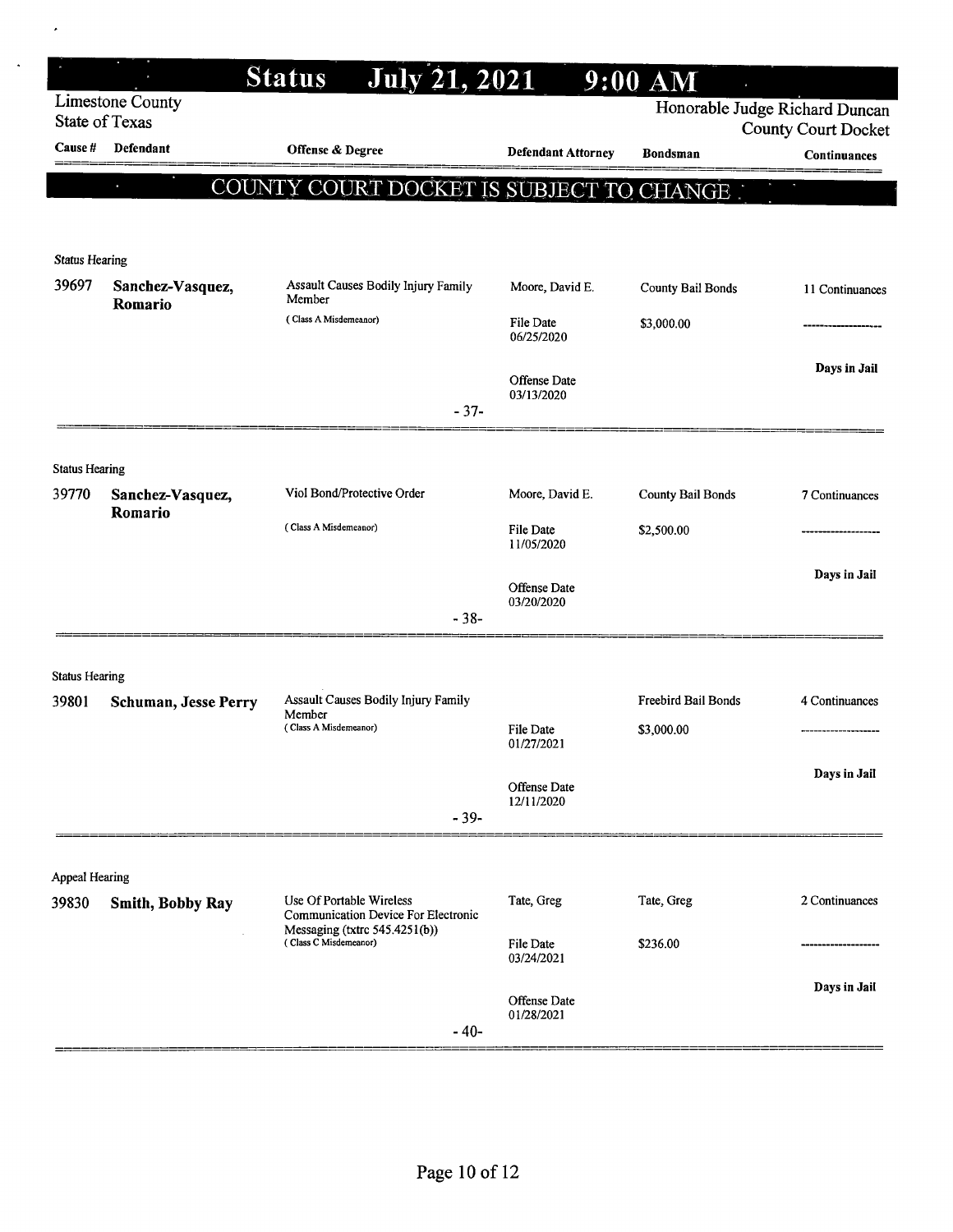# Status July 21, 2021 9:00 AM

Limestone County
State of Texas

Honorable Judge Richard Duncan
County Court Docket

**COUNTY COURT DOCKET IS SUBJECT TO CHANGE**

| Cause # | Defendant | Offense & Degree | Defendant Attorney | Bondsman | Continuances |
|---|---|---|---|---|---|
| **Status Hearing** | | | | | |
| 39697 | **Sanchez-Vasquez, Romario** | Assault Causes Bodily Injury Family Member (Class A Misdemeanor) | Moore, David E. | County Bail Bonds | 11 Continuances |
| | | | File Date 06/25/2020 | $3,000.00 | ------------------- |
| | | | Offense Date 03/13/2020 | | Days in Jail |
| | | -37- | | | |
| **Status Hearing** | | | | | |
| 39770 | **Sanchez-Vasquez, Romario** | Viol Bond/Protective Order (Class A Misdemeanor) | Moore, David E. | County Bail Bonds | 7 Continuances |
| | | | File Date 11/05/2020 | $2,500.00 | ------------------- |
| | | | Offense Date 03/20/2020 | | Days in Jail |
| | | -38- | | | |
| **Status Hearing** | | | | | |
| 39801 | **Schuman, Jesse Perry** | Assault Causes Bodily Injury Family Member (Class A Misdemeanor) | | Freebird Bail Bonds | 4 Continuances |
| | | | File Date 01/27/2021 | $3,000.00 | ------------------- |
| | | | Offense Date 12/11/2020 | | Days in Jail |
| | | -39- | | | |
| **Appeal Hearing** | | | | | |
| 39830 | **Smith, Bobby Ray** | Use Of Portable Wireless Communication Device For Electronic Messaging (txtrc 545.4251(b)) (Class C Misdemeanor) | Tate, Greg | Tate, Greg | 2 Continuances |
| | | | File Date 03/24/2021 | $236.00 | ------------------- |
| | | | Offense Date 01/28/2021 | | Days in Jail |
| | | -40- | | | |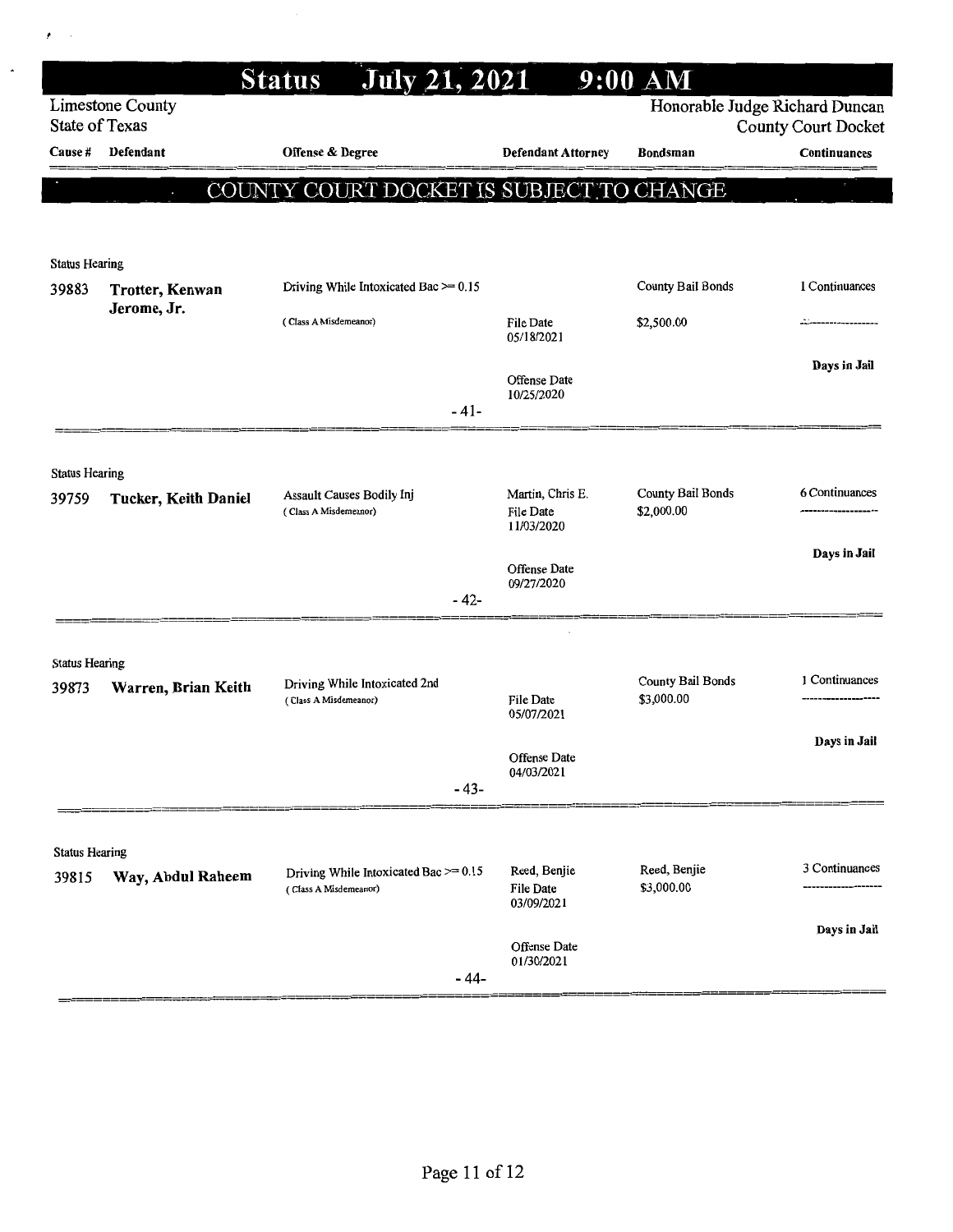# Status July 21, 2021 9:00 AM

Limestone County
State of Texas

Honorable Judge Richard Duncan
County Court Docket

## COUNTY COURT DOCKET IS SUBJECT TO CHANGE

| Cause # | Defendant | Offense & Degree | Defendant Attorney | Bondsman | Continuances |
|---|---|---|---|---|---|
| **Status Hearing** | | | | | |
| 39883 | **Trotter, Kenwan Jerome, Jr.** | Driving While Intoxicated Bac >= 0.15 (Class A Misdemeanor) | File Date 05/18/2021<br>Offense Date 10/25/2020 | County Bail Bonds<br>$2,500.00 | 1 Continuances<br>**Days in Jail** |
| | | -41- | | | |
| **Status Hearing** | | | | | |
| 39759 | **Tucker, Keith Daniel** | Assault Causes Bodily Inj (Class A Misdemeanor) | Martin, Chris E.<br>File Date 11/03/2020<br>Offense Date 09/27/2020 | County Bail Bonds<br>$2,000.00 | 6 Continuances<br>**Days in Jail** |
| | | -42- | | | |
| **Status Hearing** | | | | | |
| 39873 | **Warren, Brian Keith** | Driving While Intoxicated 2nd (Class A Misdemeanor) | File Date 05/07/2021<br>Offense Date 04/03/2021 | County Bail Bonds<br>$3,000.00 | 1 Continuances<br>**Days in Jail** |
| | | -43- | | | |
| **Status Hearing** | | | | | |
| 39815 | **Way, Abdul Raheem** | Driving While Intoxicated Bac >= 0.15 (Class A Misdemeanor) | Reed, Benjie<br>File Date 03/09/2021<br>Offense Date 01/30/2021 | Reed, Benjie<br>$3,000.00 | 3 Continuances<br>**Days in Jail** |
| | | -44- | | | |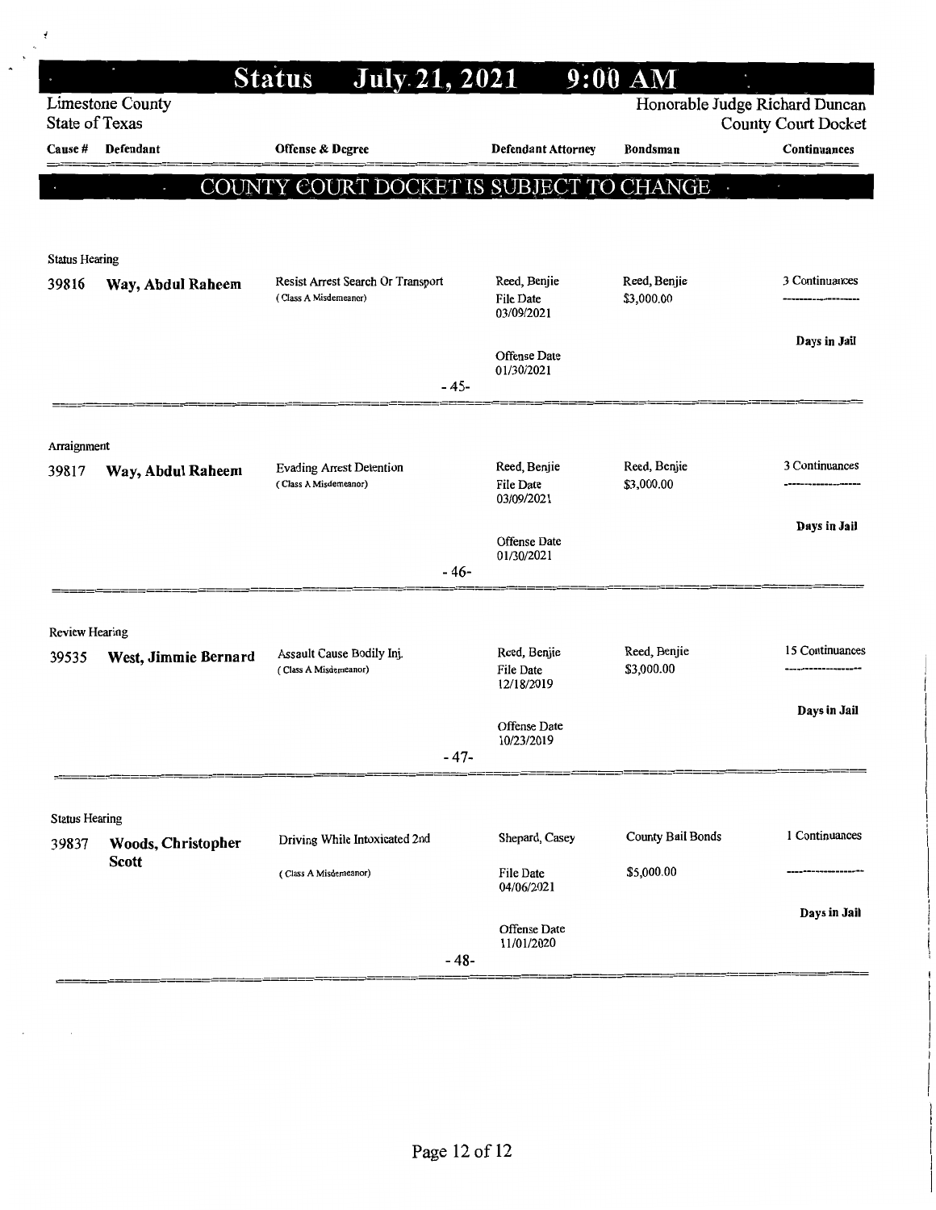# Status July 21, 2021 9:00 AM

Limestone County
State of Texas

Honorable Judge Richard Duncan
County Court Docket

## COUNTY COURT DOCKET IS SUBJECT TO CHANGE

| Cause # | Defendant | Offense & Degree | Defendant Attorney | Bondsman | Continuances |
|---|---|---|---|---|---|
| **Status Hearing** | | | | | |
| 39816 | **Way, Abdul Raheem** | Resist Arrest Search Or Transport (Class A Misdemeanor) | Reed, Benjie<br>File Date 03/09/2021<br>Offense Date 01/30/2021 | Reed, Benjie<br>$3,000.00 | 3 Continuances<br>**Days in Jail** |
| | | -45- | | | |
| **Arraignment** | | | | | |
| 39817 | **Way, Abdul Raheem** | Evading Arrest Detention (Class A Misdemeanor) | Reed, Benjie<br>File Date 03/09/2021<br>Offense Date 01/30/2021 | Reed, Benjie<br>$3,000.00 | 3 Continuances<br>**Days in Jail** |
| | | -46- | | | |
| **Review Hearing** | | | | | |
| 39535 | **West, Jimmie Bernard** | Assault Cause Bodily Inj. (Class A Misdemeanor) | Reed, Benjie<br>File Date 12/18/2019<br>Offense Date 10/23/2019 | Reed, Benjie<br>$3,000.00 | 15 Continuances<br>**Days in Jail** |
| | | -47- | | | |
| **Status Hearing** | | | | | |
| 39837 | **Woods, Christopher Scott** | Driving While Intoxicated 2nd (Class A Misdemeanor) | Shepard, Casey<br>File Date 04/06/2021<br>Offense Date 11/01/2020 | County Bail Bonds<br>$5,000.00 | 1 Continuances<br>**Days in Jail** |
| | | -48- | | | |